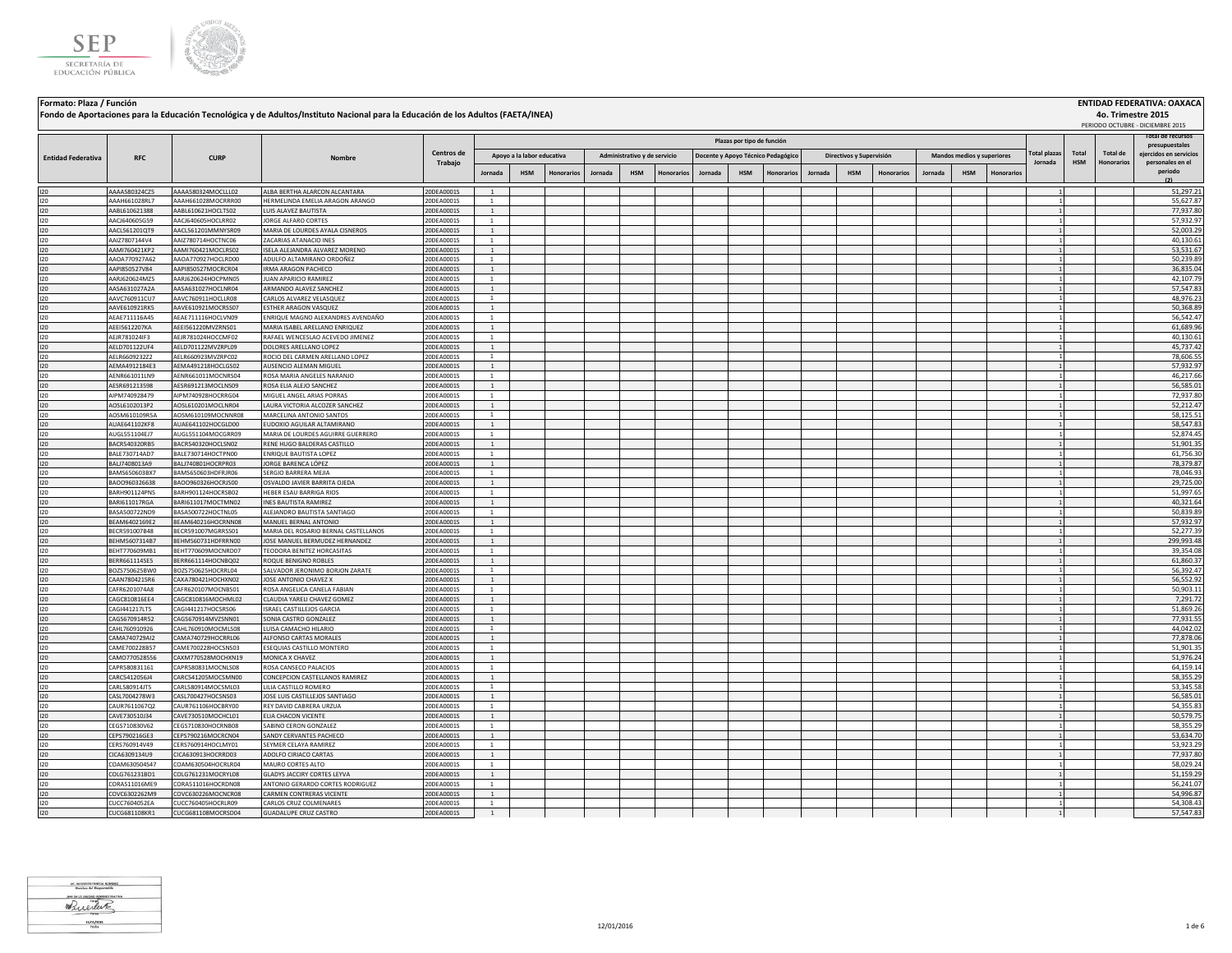**Formato: Plaza / Función**

**Fondo de Aportaciones para la Educación Tecnológica y de Adultos/Instituto Nacional para la Educación de los Adultos (FAETA/INEA)**

**ENTIDAD FEDERATIVA: OAXACA**

**4o. Trimestre 2015**

PERIODO OCTUBRE - DICIEMBRE 2015

| Entidad Federativa | RFC | CURP | Nombre | Centros de Trabajo | Plazas por tipo de función | | | | | | | | | | | | | | | Total plazas Jornada | Total HSM | Total de Honorarios | Total de recursos presupuestales ejercidos en servicios personales en el periodo (2) |
|---|---|---|---|---|---|---|---|---|---|---|---|---|---|---|---|---|---|---|---|---|---|---|---|
| | | | | | Apoyo a la labor educativa | | | Administrativo y de servicio | | | Docente y Apoyo Técnico Pedagógico | | | Directivos y Supervisión | | | Mandos medios y superiores | | | | | | |
| | | | | | Jornada | HSM | Honorarios | Jornada | HSM | Honorarios | Jornada | HSM | Honorarios | Jornada | HSM | Honorarios | Jornada | HSM | Honorarios | | | | |
| I20 | AAAA580324CZ5 | AAAA580324MOCLLL02 | ALBA BERTHA ALARCON ALCANTARA | 20DEA0001S | 1 | | | | | | | | | | | | | | | 1 | | | 51,297.21 |
| I20 | AAAH661028RL7 | AAAH661028MOCRRR00 | HERMELINDA EMELIA ARAGON ARANGO | 20DEA0001S | 1 | | | | | | | | | | | | | | | 1 | | | 55,627.87 |
| I20 | AABL610621388 | AABL610621HOCLTS02 | LUIS ALAVEZ BAUTISTA | 20DEA0001S | 1 | | | | | | | | | | | | | | | 1 | | | 77,937.80 |
| I20 | AACJ640605G59 | AACJ640605HOCLRR02 | JORGE ALFARO CORTES | 20DEA0001S | 1 | | | | | | | | | | | | | | | 1 | | | 57,932.97 |
| I20 | AACL561201QT9 | AACL561201MMNYSR09 | MARIA DE LOURDES AYALA CISNEROS | 20DEA0001S | 1 | | | | | | | | | | | | | | | 1 | | | 52,003.29 |
| I20 | AAIZ7807144V4 | AAIZ780714HOCTNC06 | ZACARIAS ATANACIO INES | 20DEA0001S | 1 | | | | | | | | | | | | | | | 1 | | | 40,130.61 |
| I20 | AAMI760421KP2 | AAMI760421MOCLRS02 | ISELA ALEJANDRA ALVAREZ MORENO | 20DEA0001S | 1 | | | | | | | | | | | | | | | 1 | | | 53,531.67 |
| I20 | AAOA770927A62 | AAOA770927HOCLRD00 | ADULFO ALTAMIRANO ORDOÑEZ | 20DEA0001S | 1 | | | | | | | | | | | | | | | 1 | | | 50,239.89 |
| I20 | AAPI850527V84 | AAPI850527MOCRCR04 | IRMA ARAGON PACHECO | 20DEA0001S | 1 | | | | | | | | | | | | | | | 1 | | | 36,835.04 |
| I20 | AARJ620624MZ5 | AARJ620624HOCPMN05 | JUAN APARICIO RAMIREZ | 20DEA0001S | 1 | | | | | | | | | | | | | | | 1 | | | 42,107.79 |
| I20 | AASA631027A2A | AASA631027HOCLNR04 | ARMANDO ALAVEZ SANCHEZ | 20DEA0001S | 1 | | | | | | | | | | | | | | | 1 | | | 57,547.83 |
| I20 | AAVC760911CU7 | AAVC760911HOCLLR08 | CARLOS ALVAREZ VELASQUEZ | 20DEA0001S | 1 | | | | | | | | | | | | | | | 1 | | | 48,976.23 |
| I20 | AAVE610921RK5 | AAVE610921MOCRSS07 | ESTHER ARAGON VASQUEZ | 20DEA0001S | 1 | | | | | | | | | | | | | | | 1 | | | 50,368.89 |
| I20 | AEAE711116A45 | AEAE711116HOCLVN09 | ENRIQUE MAGNO ALEXANDRES AVENDAÑO | 20DEA0001S | 1 | | | | | | | | | | | | | | | 1 | | | 56,542.47 |
| I20 | AEEI5612207KA | AEEI561220MVZRNS01 | MARIA ISABEL ARELLANO ENRIQUEZ | 20DEA0001S | 1 | | | | | | | | | | | | | | | 1 | | | 61,689.96 |
| I20 | AEJR781024IF3 | AEJR781024HOCCMF02 | RAFAEL WENCESLAO ACEVEDO JIMENEZ | 20DEA0001S | 1 | | | | | | | | | | | | | | | 1 | | | 40,130.61 |
| I20 | AELD701122UF4 | AELD701122MVZRPL09 | DOLORES ARELLANO LOPEZ | 20DEA0001S | 1 | | | | | | | | | | | | | | | 1 | | | 45,737.42 |
| I20 | AELR6609232Z2 | AELR660923MVZRPC02 | ROCIO DEL CARMEN ARELLANO LOPEZ | 20DEA0001S | 1 | | | | | | | | | | | | | | | 1 | | | 78,606.55 |
| I20 | AEMA4912184E3 | AEMA491218HOCLGS02 | AUSENCIO ALEMAN MIGUEL | 20DEA0001S | 1 | | | | | | | | | | | | | | | 1 | | | 57,932.97 |
| I20 | AENR661011LN9 | AENR661011MOCNRS04 | ROSA MARIA ANGELES NARANJO | 20DEA0001S | 1 | | | | | | | | | | | | | | | 1 | | | 46,217.66 |
| I20 | AESR691213598 | AESR691213MOCLNS09 | ROSA ELIA ALEJO SANCHEZ | 20DEA0001S | 1 | | | | | | | | | | | | | | | 1 | | | 56,585.01 |
| I20 | AIPM740928479 | AIPM740928HOCRRG04 | MIGUEL ANGEL ARIAS PORRAS | 20DEA0001S | 1 | | | | | | | | | | | | | | | 1 | | | 72,937.80 |
| I20 | AOSL6102013P2 | AOSL610201MOCLNR04 | LAURA VICTORIA ALCOZER SANCHEZ | 20DEA0001S | 1 | | | | | | | | | | | | | | | 1 | | | 52,212.47 |
| I20 | AOSM610109R5A | AOSM610109MOCNNR08 | MARCELINA ANTONIO SANTOS | 20DEA0001S | 1 | | | | | | | | | | | | | | | 1 | | | 58,125.51 |
| I20 | AUAE641102KF8 | AUAE641102HOCGLD00 | EUDOXIO AGUILAR ALTAMIRANO | 20DEA0001S | 1 | | | | | | | | | | | | | | | 1 | | | 58,547.83 |
| I20 | AUGL551104EJ7 | AUGL551104MOCGRR09 | MARIA DE LOURDES AGUIRRE GUERRERO | 20DEA0001S | 1 | | | | | | | | | | | | | | | 1 | | | 52,874.45 |
| I20 | BACR540320RB5 | BACR540320HOCLSN02 | RENE HUGO BALDERAS CASTILLO | 20DEA0001S | 1 | | | | | | | | | | | | | | | 1 | | | 51,901.35 |
| I20 | BALE730714AD7 | BALE730714HOCTPN00 | ENRIQUE BAUTISTA LOPEZ | 20DEA0001S | 1 | | | | | | | | | | | | | | | 1 | | | 61,756.30 |
| I20 | BALJ7408013A9 | BALJ740801HOCRPR03 | JORGE BARENCA LÓPEZ | 20DEA0001S | 1 | | | | | | | | | | | | | | | 1 | | | 78,379.87 |
| I20 | BAMS650603BX7 | BAMS650603HDFRJR06 | SERGIO BARRERA MEJIA | 20DEA0001S | 1 | | | | | | | | | | | | | | | 1 | | | 78,046.93 |
| I20 | BAOO960326638 | BAOO960326HOCRJS00 | OSVALDO JAVIER BARRITA OJEDA | 20DEA0001S | 1 | | | | | | | | | | | | | | | 1 | | | 29,725.00 |
| I20 | BARH901124PN5 | BARH901124HOCRSB02 | HEBER ESAU BARRIGA RIOS | 20DEA0001S | 1 | | | | | | | | | | | | | | | 1 | | | 51,997.65 |
| I20 | BARI611017RGA | BARI611017MOCTMN02 | INES BAUTISTA RAMIREZ | 20DEA0001S | 1 | | | | | | | | | | | | | | | 1 | | | 40,321.64 |
| I20 | BASA500722ND9 | BASA500722HOCTNL05 | ALEJANDRO BAUTISTA SANTIAGO | 20DEA0001S | 1 | | | | | | | | | | | | | | | 1 | | | 50,839.89 |
| I20 | BEAM6402169E2 | BEAM640216HOCRNN08 | MANUEL BERNAL ANTONIO | 20DEA0001S | 1 | | | | | | | | | | | | | | | 1 | | | 57,932.97 |
| I20 | BECR591007B48 | BECR591007MGRRSS01 | MARIA DEL ROSARIO BERNAL CASTELLANOS | 20DEA0001S | 1 | | | | | | | | | | | | | | | 1 | | | 52,277.39 |
| I20 | BEHM5607314B7 | BEHM560731HDFRRN00 | JOSE MANUEL BERMUDEZ HERNANDEZ | 20DEA0001S | 1 | | | | | | | | | | | | | | | 1 | | | 299,993.48 |
| I20 | BEHT770609MB1 | BEHT770609MOCNRD07 | TEODORA BENITEZ HORCASITAS | 20DEA0001S | 1 | | | | | | | | | | | | | | | 1 | | | 39,354.08 |
| I20 | BERR661114SE5 | BERR661114HOCNBQ02 | ROQUE BENIGNO ROBLES | 20DEA0001S | 1 | | | | | | | | | | | | | | | 1 | | | 61,860.37 |
| I20 | BOZS750625BW0 | BOZS750625HOCRRL04 | SALVADOR JERONIMO BORJON ZARATE | 20DEA0001S | 1 | | | | | | | | | | | | | | | 1 | | | 56,392.47 |
| I20 | CAAN7804215R6 | CAXA780421HOCHXN02 | JOSE ANTONIO CHAVEZ X | 20DEA0001S | 1 | | | | | | | | | | | | | | | 1 | | | 56,552.92 |
| I20 | CAFR6201074A8 | CAFR620107MOCNBS01 | ROSA ANGELICA CANELA FABIAN | 20DEA0001S | 1 | | | | | | | | | | | | | | | 1 | | | 50,903.11 |
| I20 | CAGC810816EE4 | CAGC810816MOCHML02 | CLAUDIA YARELI CHAVEZ GOMEZ | 20DEA0001S | 1 | | | | | | | | | | | | | | | 1 | | | 7,291.72 |
| I20 | CAGI441217LT5 | CAGI441217HOCSRS06 | ISRAEL CASTILLEJOS GARCIA | 20DEA0001S | 1 | | | | | | | | | | | | | | | 1 | | | 51,869.26 |
| I20 | CAGS670914R52 | CAGS670914MVZSNN01 | SONIA CASTRO GONZALEZ | 20DEA0001S | 1 | | | | | | | | | | | | | | | 1 | | | 77,931.55 |
| I20 | CAHL760910926 | CAHL760910MOCMLS08 | LUISA CAMACHO HILARIO | 20DEA0001S | 1 | | | | | | | | | | | | | | | 1 | | | 44,042.02 |
| I20 | CAMA740729AI2 | CAMA740729HOCRRL06 | ALFONSO CARTAS MORALES | 20DEA0001S | 1 | | | | | | | | | | | | | | | 1 | | | 77,878.06 |
| I20 | CAME700228B57 | CAME700228HOCSNS03 | ESEQUIAS CASTILLO MONTERO | 20DEA0001S | 1 | | | | | | | | | | | | | | | 1 | | | 51,901.35 |
| I20 | CAMO770528556 | CAXM770528MOCHXN19 | MONICA X CHAVEZ | 20DEA0001S | 1 | | | | | | | | | | | | | | | 1 | | | 51,976.24 |
| I20 | CAPR580831161 | CAPR580831MOCNLS08 | ROSA CANSECO PALACIOS | 20DEA0001S | 1 | | | | | | | | | | | | | | | 1 | | | 64,159.14 |
| I20 | CARC5412056J4 | CARC541205MOCSMN00 | CONCEPCION CASTELLANOS RAMIREZ | 20DEA0001S | 1 | | | | | | | | | | | | | | | 1 | | | 58,355.29 |
| I20 | CARL580914JT5 | CARL580914MOCSML03 | LILIA CASTILLO ROMERO | 20DEA0001S | 1 | | | | | | | | | | | | | | | 1 | | | 53,345.58 |
| I20 | CASL7004278W3 | CASL700427HOCSNS03 | JOSE LUIS CASTILLEJOS SANTIAGO | 20DEA0001S | 1 | | | | | | | | | | | | | | | 1 | | | 56,585.01 |
| I20 | CAUR7611067Q2 | CAUR761106HOCBRY00 | REY DAVID CABRERA URZUA | 20DEA0001S | 1 | | | | | | | | | | | | | | | 1 | | | 54,355.83 |
| I20 | CAVE730510J34 | CAVE730510MOCHCL01 | ELIA CHACON VICENTE | 20DEA0001S | 1 | | | | | | | | | | | | | | | 1 | | | 50,579.75 |
| I20 | CEGS710830V62 | CEGS710830HOCRNB08 | SABINO CERON GONZALEZ | 20DEA0001S | 1 | | | | | | | | | | | | | | | 1 | | | 58,355.29 |
| I20 | CEPS790216GE3 | CEPS790216MOCRCN04 | SANDY CERVANTES PACHECO | 20DEA0001S | 1 | | | | | | | | | | | | | | | 1 | | | 53,634.70 |
| I20 | CERS760914V49 | CERS760914HOCLMY01 | SEYMER CELAYA RAMIREZ | 20DEA0001S | 1 | | | | | | | | | | | | | | | 1 | | | 53,923.29 |
| I20 | CICA6309134U9 | CICA630913HOCRRD03 | ADOLFO CIRIACO CARTAS | 20DEA0001S | 1 | | | | | | | | | | | | | | | 1 | | | 77,937.80 |
| I20 | COAM630504S47 | COAM630504HOCRLR04 | MAURO CORTES ALTO | 20DEA0001S | 1 | | | | | | | | | | | | | | | 1 | | | 58,029.24 |
| I20 | COLG761231BD1 | COLG761231MOCRYL08 | GLADYS JACCIRY CORTES LEYVA | 20DEA0001S | 1 | | | | | | | | | | | | | | | 1 | | | 51,159.29 |
| I20 | CORA511016ME9 | CORA511016HOCRDN08 | ANTONIO GERARDO CORTES RODRIGUEZ | 20DEA0001S | 1 | | | | | | | | | | | | | | | 1 | | | 56,241.07 |
| I20 | COVC6302262M9 | COVC630226MOCNCR08 | CARMEN CONTRERAS VICENTE | 20DEA0001S | 1 | | | | | | | | | | | | | | | 1 | | | 54,996.87 |
| I20 | CUCC760405EA | CUCC760405HOCRLR09 | CARLOS CRUZ COLMENARES | 20DEA0001S | 1 | | | | | | | | | | | | | | | 1 | | | 54,308.43 |
| I20 | CUCG681108KR1 | CUCG681108MOCRSD04 | GUADALUPE CRUZ CASTRO | 20DEA0001S | 1 | | | | | | | | | | | | | | | 1 | | | 57,547.83 |

12/01/2016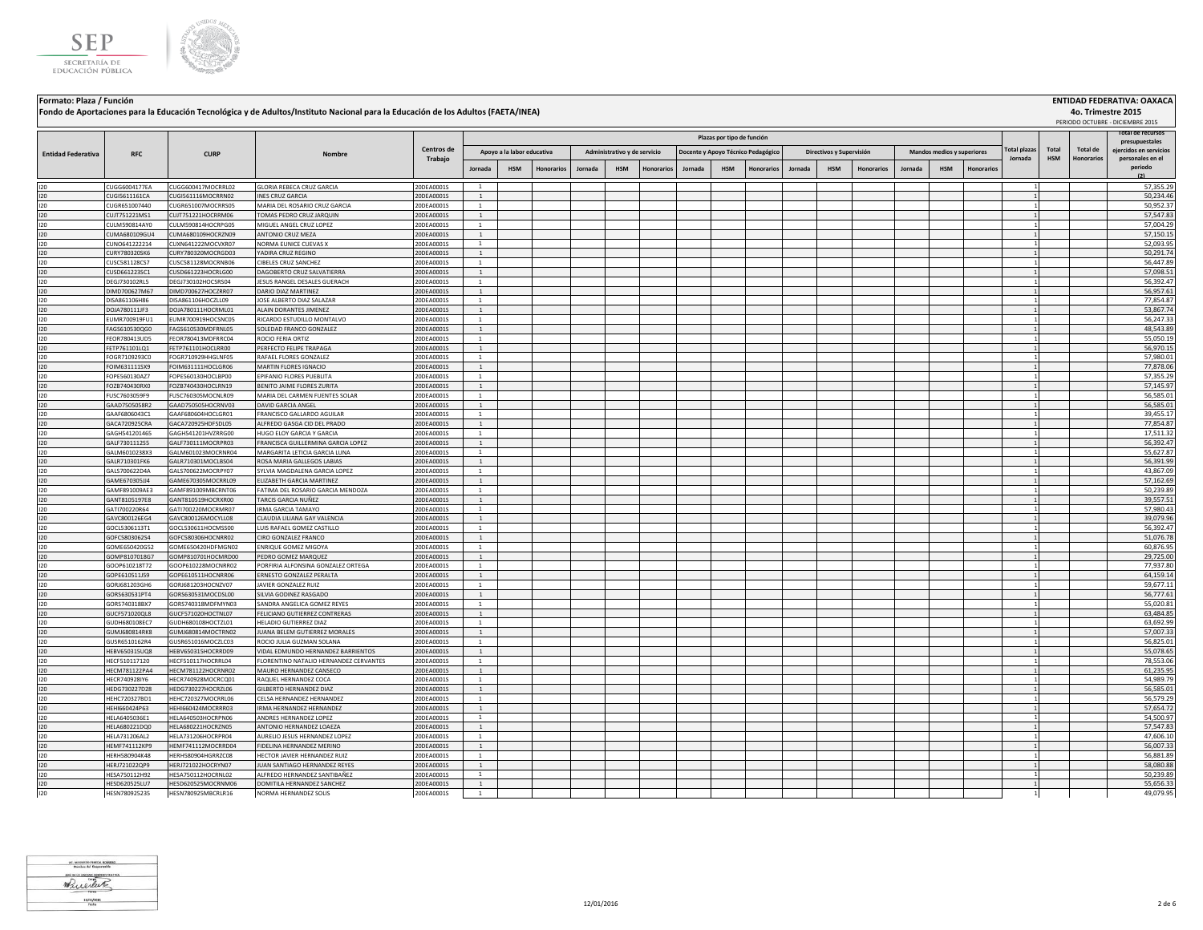**Formato: Plaza / Función**

**Fondo de Aportaciones para la Educación Tecnológica y de Adultos/Instituto Nacional para la Educación de los Adultos (FAETA/INEA)**

**ENTIDAD FEDERATIVA: OAXACA**

**4o. Trimestre 2015**

PERIODO OCTUBRE - DICIEMBRE 2015

| Entidad Federativa | RFC | CURP | Nombre | Centros de Trabajo | Plazas por tipo de función | | | | | | | | | | | | | | | Total plazas Jornada | Total HSM | Total de Honorarios | Total de recursos presupuestales ejercidos en servicios personales en el periodo (2) |
|---|---|---|---|---|---|---|---|---|---|---|---|---|---|---|---|---|---|---|---|---|---|---|---|
| | | | | | Apoyo a la labor educativa | | | Administrativo y de servicio | | | Docente y Apoyo Técnico Pedagógico | | | Directivos y Supervisión | | | Mandos medios y superiores | | | | | | |
| | | | | | Jornada | HSM | Honorarios | Jornada | HSM | Honorarios | Jornada | HSM | Honorarios | Jornada | HSM | Honorarios | Jornada | HSM | Honorarios | | | | |
| I20 | CUGG6004177EA | CUGG600417MOCRRL02 | GLORIA REBECA CRUZ GARCIA | 20DEA0001S | 1 | | | | | | | | | | | | | | | 1 | | | 57,355.29 |
| I20 | CUGI5611161CA | CUGI561116MOCRRN02 | INES CRUZ GARCIA | 20DEA0001S | 1 | | | | | | | | | | | | | | | 1 | | | 50,234.46 |
| I20 | CUGR651007440 | CUGR651007MOCRRS05 | MARIA DEL ROSARIO CRUZ GARCIA | 20DEA0001S | 1 | | | | | | | | | | | | | | | 1 | | | 50,952.37 |
| I20 | CUJT751221MS1 | CUJT751221HOCRRM06 | TOMAS PEDRO CRUZ JARQUIN | 20DEA0001S | 1 | | | | | | | | | | | | | | | 1 | | | 57,547.83 |
| I20 | CULM590814AY0 | CULM590814HOCRPG05 | MIGUEL ANGEL CRUZ LOPEZ | 20DEA0001S | 1 | | | | | | | | | | | | | | | 1 | | | 57,004.29 |
| I20 | CUMA680109GU4 | CUMA680109HOCRZN09 | ANTONIO CRUZ MEZA | 20DEA0001S | 1 | | | | | | | | | | | | | | | 1 | | | 57,150.15 |
| I20 | CUNO641222214 | CUXN641222MOCVXR07 | NORMA EUNICE CUEVAS X | 20DEA0001S | 1 | | | | | | | | | | | | | | | 1 | | | 52,093.95 |
| I20 | CURY780320SK6 | CURY780320MOCRGD03 | YADIRA CRUZ REGINO | 20DEA0001S | 1 | | | | | | | | | | | | | | | 1 | | | 50,291.74 |
| I20 | CUSC581128CS7 | CUSC581128MOCRNB06 | CIBELES CRUZ SANCHEZ | 20DEA0001S | 1 | | | | | | | | | | | | | | | 1 | | | 56,447.89 |
| I20 | CUSD661223SC1 | CUSD661223HOCRLG00 | DAGOBERTO CRUZ SALVATIERRA | 20DEA0001S | 1 | | | | | | | | | | | | | | | 1 | | | 57,098.51 |
| I20 | DEGJ730102RL5 | DEGJ730102HOCSRS04 | JESUS RANGEL DESALES GUERACH | 20DEA0001S | 1 | | | | | | | | | | | | | | | 1 | | | 56,392.47 |
| I20 | DIMD700627M67 | DIMD700627HOCZRR07 | DARIO DIAZ MARTINEZ | 20DEA0001S | 1 | | | | | | | | | | | | | | | 1 | | | 56,957.61 |
| I20 | DISA861106H86 | DISA861106HOCZLL09 | JOSE ALBERTO DIAZ SALAZAR | 20DEA0001S | 1 | | | | | | | | | | | | | | | 1 | | | 77,854.87 |
| I20 | DOJA780111JF3 | DOJA780111HOCRML01 | ALAIN DORANTES JIMENEZ | 20DEA0001S | 1 | | | | | | | | | | | | | | | 1 | | | 53,867.74 |
| I20 | EUMR700919FU1 | EUMR700919HOCSNC05 | RICARDO ESTUDILLO MONTALVO | 20DEA0001S | 1 | | | | | | | | | | | | | | | 1 | | | 56,247.33 |
| I20 | FAGS610530QG0 | FAGS610530MDFRNL05 | SOLEDAD FRANCO GONZALEZ | 20DEA0001S | 1 | | | | | | | | | | | | | | | 1 | | | 48,543.89 |
| I20 | FEOR780413UD5 | FEOR780413MDFRRC04 | ROCIO FERIA ORTIZ | 20DEA0001S | 1 | | | | | | | | | | | | | | | 1 | | | 55,050.19 |
| I20 | FETP761101LQ1 | FETP761101HOCLRR00 | PERFECTO FELIPE TRAPAGA | 20DEA0001S | 1 | | | | | | | | | | | | | | | 1 | | | 56,970.15 |
| I20 | FOGR7109293C0 | FOGR710929HHGLNF05 | RAFAEL FLORES GONZALEZ | 20DEA0001S | 1 | | | | | | | | | | | | | | | 1 | | | 57,980.01 |
| I20 | FOIM631111SX9 | FOIM631111HOCLGR06 | MARTIN FLORES IGNACIO | 20DEA0001S | 1 | | | | | | | | | | | | | | | 1 | | | 77,878.06 |
| I20 | FOPE560130AZ7 | FOPE560130HOCLBP00 | EPIFANIO FLORES PUEBLITA | 20DEA0001S | 1 | | | | | | | | | | | | | | | 1 | | | 57,355.29 |
| I20 | FOZB740430RX0 | FOZB740430HOCLRN19 | BENITO JAIME FLORES ZURITA | 20DEA0001S | 1 | | | | | | | | | | | | | | | 1 | | | 57,145.97 |
| I20 | FUSC7603059F9 | FUSC760305MOCNLR09 | MARIA DEL CARMEN FUENTES SOLAR | 20DEA0001S | 1 | | | | | | | | | | | | | | | 1 | | | 56,585.01 |
| I20 | GAAD7505058R2 | GAAD750505HOCRNV03 | DAVID GARCIA ANGEL | 20DEA0001S | 1 | | | | | | | | | | | | | | | 1 | | | 56,585.01 |
| I20 | GAAF6806043C1 | GAAF680604HOCLGR01 | FRANCISCO GALLARDO AGUILAR | 20DEA0001S | 1 | | | | | | | | | | | | | | | 1 | | | 39,455.17 |
| I20 | GACA720925CRA | GACA720925HDFSDL05 | ALFREDO GASGA CID DEL PRADO | 20DEA0001S | 1 | | | | | | | | | | | | | | | 1 | | | 77,854.87 |
| I20 | GAGH541201465 | GAGH541201HVZRRG00 | HUGO ELOY GARCIA Y GARCIA | 20DEA0001S | 1 | | | | | | | | | | | | | | | 1 | | | 17,511.32 |
| I20 | GALF730111255 | GALF730111MOCRPR03 | FRANCISCA GUILLERMINA GARCIA LOPEZ | 20DEA0001S | 1 | | | | | | | | | | | | | | | 1 | | | 56,392.47 |
| I20 | GALM6010238X3 | GALM601023MOCRNR04 | MARGARITA LETICIA GARCIA LUNA | 20DEA0001S | 1 | | | | | | | | | | | | | | | 1 | | | 55,627.87 |
| I20 | GALR710301FK6 | GALR710301MOCLBS04 | ROSA MARIA GALLEGOS LABIAS | 20DEA0001S | 1 | | | | | | | | | | | | | | | 1 | | | 56,391.99 |
| I20 | GALS700622D4A | GALS700622MOCRPY07 | SYLVIA MAGDALENA GARCIA LOPEZ | 20DEA0001S | 1 | | | | | | | | | | | | | | | 1 | | | 43,867.09 |
| I20 | GAME670305JJ4 | GAME670305MOCRRL09 | ELIZABETH GARCIA MARTINEZ | 20DEA0001S | 1 | | | | | | | | | | | | | | | 1 | | | 57,162.69 |
| I20 | GAMF891009AE3 | GAMF891009MBCRNT06 | FATIMA DEL ROSARIO GARCIA MENDOZA | 20DEA0001S | 1 | | | | | | | | | | | | | | | 1 | | | 50,239.89 |
| I20 | GANT8105197E8 | GANT810519HOCRXR00 | TARCIS GARCIA NUÑEZ | 20DEA0001S | 1 | | | | | | | | | | | | | | | 1 | | | 39,557.51 |
| I20 | GATI700220R64 | GATI700220MOCRMR07 | IRMA GARCIA TAMAYO | 20DEA0001S | 1 | | | | | | | | | | | | | | | 1 | | | 57,980.43 |
| I20 | GAVC800126EG4 | GAVC800126MOCYLL08 | CLAUDIA LILIANA GAY VALENCIA | 20DEA0001S | 1 | | | | | | | | | | | | | | | 1 | | | 39,079.96 |
| I20 | GOCL5306113T1 | GOCL530611HOCMSS00 | LUIS RAFAEL GOMEZ CASTILLO | 20DEA0001S | 1 | | | | | | | | | | | | | | | 1 | | | 56,392.47 |
| I20 | GOFC5803062S4 | GOFC580306HOCNRR02 | CIRO GONZALEZ FRANCO | 20DEA0001S | 1 | | | | | | | | | | | | | | | 1 | | | 51,076.78 |
| I20 | GOME650420GS2 | GOME650420HDFMGN02 | ENRIQUE GOMEZ MIGOYA | 20DEA0001S | 1 | | | | | | | | | | | | | | | 1 | | | 60,876.95 |
| I20 | GOMP8107018G7 | GOMP810701HOCMRD00 | PEDRO GOMEZ MARQUEZ | 20DEA0001S | 1 | | | | | | | | | | | | | | | 1 | | | 29,725.00 |
| I20 | GOOP610218T72 | GOOP610228MOCNRR02 | PORFIRIA ALFONSINA GONZALEZ ORTEGA | 20DEA0001S | 1 | | | | | | | | | | | | | | | 1 | | | 77,937.80 |
| I20 | GOPE610511J59 | GOPE610511HOCNRR06 | ERNESTO GONZALEZ PERALTA | 20DEA0001S | 1 | | | | | | | | | | | | | | | 1 | | | 64,159.14 |
| I20 | GORJ681203GH6 | GORJ681203HOCNZV07 | JAVIER GONZALEZ RUIZ | 20DEA0001S | 1 | | | | | | | | | | | | | | | 1 | | | 59,677.11 |
| I20 | GORS630531PT4 | GORS630531MOCDSL00 | SILVIA GODINEZ RASGADO | 20DEA0001S | 1 | | | | | | | | | | | | | | | 1 | | | 56,777.61 |
| I20 | GORS740318BX7 | GORS740318MDFMYN03 | SANDRA ANGELICA GOMEZ REYES | 20DEA0001S | 1 | | | | | | | | | | | | | | | 1 | | | 55,020.81 |
| I20 | GUCF571020QL8 | GUCF571020HOCTNL07 | FELICIANO GUTIERREZ CONTRERAS | 20DEA0001S | 1 | | | | | | | | | | | | | | | 1 | | | 63,484.85 |
| I20 | GUDH680108EC7 | GUDH680108HOCTZL01 | HELADIO GUTIERREZ DIAZ | 20DEA0001S | 1 | | | | | | | | | | | | | | | 1 | | | 63,692.99 |
| I20 | GUMJ680814RK8 | GUMJ680814MOCTRN02 | JUANA BELEM GUTIERREZ MORALES | 20DEA0001S | 1 | | | | | | | | | | | | | | | 1 | | | 57,007.33 |
| I20 | GUSR6510162R4 | GUSR651016MOCZLC03 | ROCIO JULIA GUZMAN SOLANA | 20DEA0001S | 1 | | | | | | | | | | | | | | | 1 | | | 56,825.01 |
| I20 | HEBV650315UQ8 | HEBV650315HOCRRD09 | VIDAL EDMUNDO HERNANDEZ BARRIENTOS | 20DEA0001S | 1 | | | | | | | | | | | | | | | 1 | | | 55,078.65 |
| I20 | HECF510117120 | HECF510117HOCRRL04 | FLORENTINO NATALIO HERNANDEZ CERVANTES | 20DEA0001S | 1 | | | | | | | | | | | | | | | 1 | | | 78,553.06 |
| I20 | HECM781122PA4 | HECM781122HOCRNR02 | MAURO HERNANDEZ CANSECO | 20DEA0001S | 1 | | | | | | | | | | | | | | | 1 | | | 61,235.95 |
| I20 | HECR740928IY6 | HECR740928MOCRCQ01 | RAQUEL HERNANDEZ COCA | 20DEA0001S | 1 | | | | | | | | | | | | | | | 1 | | | 54,989.79 |
| I20 | HEDG730227D28 | HEDG730227HOCRZL06 | GILBERTO HERNANDEZ DIAZ | 20DEA0001S | 1 | | | | | | | | | | | | | | | 1 | | | 56,585.01 |
| I20 | HEHC720327BD1 | HEHC720327MOCRRL06 | CELSA HERNANDEZ HERNANDEZ | 20DEA0001S | 1 | | | | | | | | | | | | | | | 1 | | | 56,579.29 |
| I20 | HEHI660424P63 | HEHI660424MOCRRR03 | IRMA HERNANDEZ HERNANDEZ | 20DEA0001S | 1 | | | | | | | | | | | | | | | 1 | | | 57,654.72 |
| I20 | HELA6405036E1 | HELA640503HOCRPN06 | ANDRES HERNANDEZ LOPEZ | 20DEA0001S | 1 | | | | | | | | | | | | | | | 1 | | | 54,500.97 |
| I20 | HELA680221DQ0 | HELA680221HOCRZN05 | ANTONIO HERNANDEZ LOAEZA | 20DEA0001S | 1 | | | | | | | | | | | | | | | 1 | | | 57,547.83 |
| I20 | HELA731206AL2 | HELA731206HOCRPR04 | AURELIO JESUS HERNANDEZ LOPEZ | 20DEA0001S | 1 | | | | | | | | | | | | | | | 1 | | | 47,606.10 |
| I20 | HEMF741112KP9 | HEMF741112MOCRRD04 | FIDELINA HERNANDEZ MERINO | 20DEA0001S | 1 | | | | | | | | | | | | | | | 1 | | | 56,007.33 |
| I20 | HERH580904K48 | HERH580904HGRRZC08 | HECTOR JAVIER HERNANDEZ RUIZ | 20DEA0001S | 1 | | | | | | | | | | | | | | | 1 | | | 56,881.89 |
| I20 | HERJ721022QP9 | HERJ721022HOCRYN07 | JUAN SANTIAGO HERNANDEZ REYES | 20DEA0001S | 1 | | | | | | | | | | | | | | | 1 | | | 58,080.88 |
| I20 | HESA750112H92 | HESA750112HOCRNL02 | ALFREDO HERNANDEZ SANTIBAÑEZ | 20DEA0001S | 1 | | | | | | | | | | | | | | | 1 | | | 50,239.89 |
| I20 | HESD620525LU7 | HESD620525MOCRNM06 | DOMITILA HERNANDEZ SANCHEZ | 20DEA0001S | 1 | | | | | | | | | | | | | | | 1 | | | 55,656.33 |
| I20 | HESN780925235 | HESN780925MBCRLR16 | NORMA HERNANDEZ SOLIS | 20DEA0001S | 1 | | | | | | | | | | | | | | | 1 | | | 49,079.95 |

12/01/2016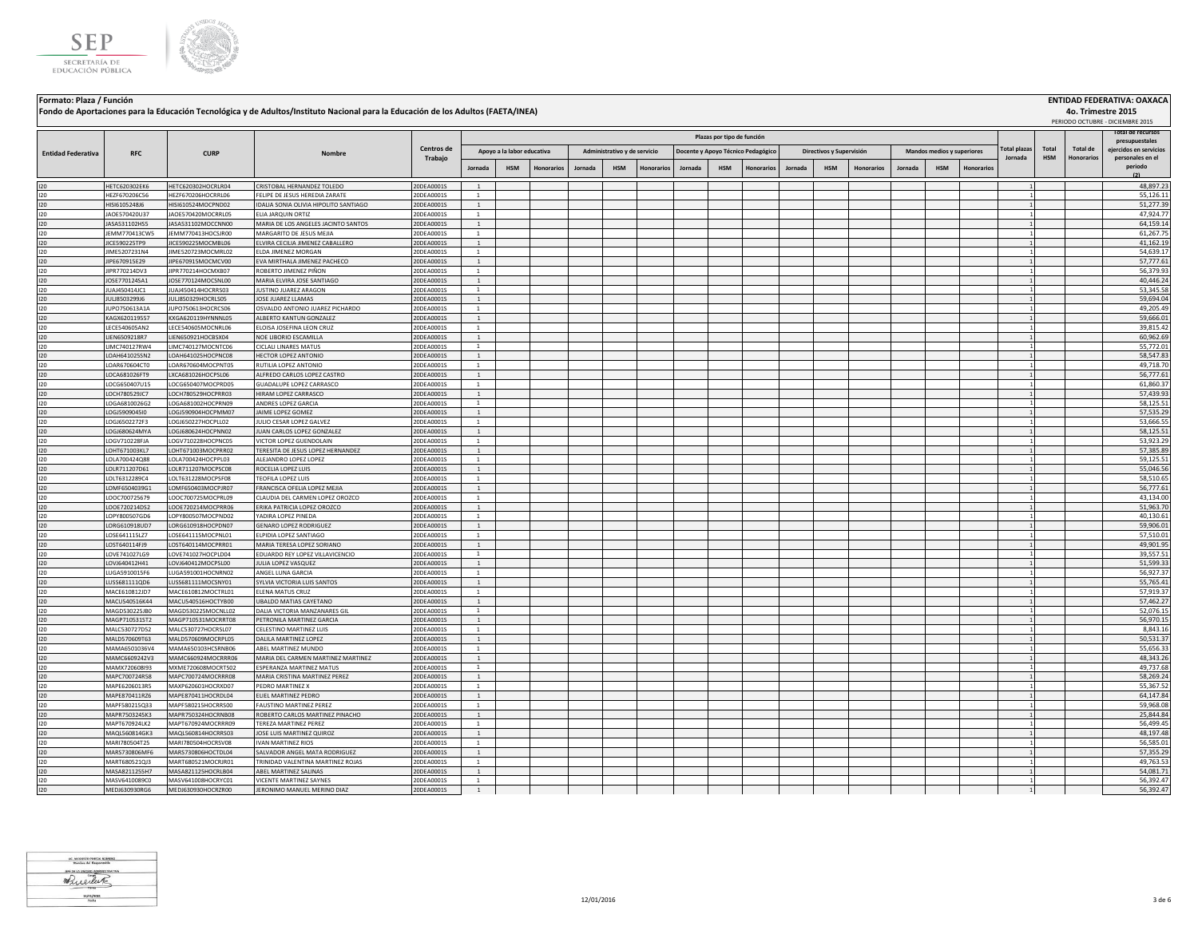**Formato: Plaza / Función** **ENTIDAD FEDERATIVA: OAXACA**

**Fondo de Aportaciones para la Educación Tecnológica y de Adultos/Instituto Nacional para la Educación de los Adultos (FAETA/INEA)** **4o. Trimestre 2015**

PERIODO OCTUBRE - DICIEMBRE 2015

| Entidad Federativa | RFC | CURP | Nombre | Centros de Trabajo | Plazas por tipo de función | | | | | | | | | | | | | | | Total plazas Jornada | Total HSM | Total de Honorarios | Total de recursos presupuestales ejercidos en servicios personales en el periodo (2) |
|---|---|---|---|---|---|---|---|---|---|---|---|---|---|---|---|---|---|---|---|---|---|---|---|
| | | | | | Apoyo a la labor educativa | | | Administrativo y de servicio | | | Docente y Apoyo Técnico Pedagógico | | | Directivos y Supervisión | | | Mandos medios y superiores | | | | | | |
| | | | | | Jornada | HSM | Honorarios | Jornada | HSM | Honorarios | Jornada | HSM | Honorarios | Jornada | HSM | Honorarios | Jornada | HSM | Honorarios | | | | |
| I20 | HETC620302EK6 | HETC620302HOCRLR04 | CRISTOBAL HERNANDEZ TOLEDO | 20DEA0001S | 1 | | | | | | | | | | | | | | | 1 | | | 48,897.23 |
| I20 | HEZF670206CS6 | HEZF670206HOCRRL06 | FELIPE DE JESUS HEREDIA ZARATE | 20DEA0001S | 1 | | | | | | | | | | | | | | | 1 | | | 55,126.11 |
| I20 | HISI610524BJ6 | HISI610524MOCPND02 | IDALIA SONIA OLIVIA HIPOLITO SANTIAGO | 20DEA0001S | 1 | | | | | | | | | | | | | | | 1 | | | 51,277.39 |
| I20 | JAOE570420U37 | JAOE570420MOCRRL05 | ELIA JARQUIN ORTIZ | 20DEA0001S | 1 | | | | | | | | | | | | | | | 1 | | | 47,924.77 |
| I20 | JASA531102HS5 | JASA531102MOCCNN00 | MARIA DE LOS ANGELES JACINTO SANTOS | 20DEA0001S | 1 | | | | | | | | | | | | | | | 1 | | | 64,159.14 |
| I20 | JEMM770413CW5 | JEMM770413HOCSJR00 | MARGARITO DE JESUS MEJIA | 20DEA0001S | 1 | | | | | | | | | | | | | | | 1 | | | 61,267.75 |
| I20 | JICE590225TP9 | JICE590225MOCMBL06 | ELVIRA CECILIA JIMENEZ CABALLERO | 20DEA0001S | 1 | | | | | | | | | | | | | | | 1 | | | 41,162.19 |
| I20 | JIME5207231N4 | JIME520723MOCMRL02 | ELDA JIMENEZ MORGAN | 20DEA0001S | 1 | | | | | | | | | | | | | | | 1 | | | 54,639.17 |
| I20 | JIPE670915E29 | JIPE670915MOCMCV00 | EVA MIRTHALA JIMENEZ PACHECO | 20DEA0001S | 1 | | | | | | | | | | | | | | | 1 | | | 57,777.61 |
| I20 | JIPR770214DV3 | JIPR770214HOCMXB07 | ROBERTO JIMENEZ PIÑON | 20DEA0001S | 1 | | | | | | | | | | | | | | | 1 | | | 56,379.93 |
| I20 | JOSE770124SA1 | JOSE770124MOCSNL00 | MARIA ELVIRA JOSE SANTIAGO | 20DEA0001S | 1 | | | | | | | | | | | | | | | 1 | | | 40,446.24 |
| I20 | JUAJ450414JC1 | JUAJ450414HOCRRS03 | JUSTINO JUAREZ ARAGON | 20DEA0001S | 1 | | | | | | | | | | | | | | | 1 | | | 53,345.58 |
| I20 | JULJ8503299J6 | JULJ850329HOCRLS05 | JOSE JUAREZ LLAMAS | 20DEA0001S | 1 | | | | | | | | | | | | | | | 1 | | | 59,694.04 |
| I20 | JUPO750613A1A | JUPO750613HOCRCS06 | OSVALDO ANTONIO JUAREZ PICHARDO | 20DEA0001S | 1 | | | | | | | | | | | | | | | 1 | | | 49,205.49 |
| I20 | KAGX620119557 | KXGA620119HYNNNL05 | ALBERTO KANTUN GONZALEZ | 20DEA0001S | 1 | | | | | | | | | | | | | | | 1 | | | 59,666.01 |
| I20 | LECE540605AN2 | LECE540605MOCNRL06 | ELOISA JOSEFINA LEON CRUZ | 20DEA0001S | 1 | | | | | | | | | | | | | | | 1 | | | 39,815.42 |
| I20 | LIEN6509218R7 | LIEN650921HOCBSX04 | NOE LIBORIO ESCAMILLA | 20DEA0001S | 1 | | | | | | | | | | | | | | | 1 | | | 60,962.69 |
| I20 | LIMC740127RW4 | LIMC740127MOCNTC06 | CICLALI LINARES MATUS | 20DEA0001S | 1 | | | | | | | | | | | | | | | 1 | | | 55,772.01 |
| I20 | LOAH641025SN2 | LOAH641025HOCPNC08 | HECTOR LOPEZ ANTONIO | 20DEA0001S | 1 | | | | | | | | | | | | | | | 1 | | | 58,547.83 |
| I20 | LOAR670604CT0 | LOAR670604MOCPNT05 | RUTILIA LOPEZ ANTONIO | 20DEA0001S | 1 | | | | | | | | | | | | | | | 1 | | | 49,718.70 |
| I20 | LOCA681026FT9 | LXCA681026HOCPSL06 | ALFREDO CARLOS LOPEZ CASTRO | 20DEA0001S | 1 | | | | | | | | | | | | | | | 1 | | | 56,777.61 |
| I20 | LOCG650407U15 | LOCG650407MOCPRD05 | GUADALUPE LOPEZ CARRASCO | 20DEA0001S | 1 | | | | | | | | | | | | | | | 1 | | | 61,860.37 |
| I20 | LOCH780529JC7 | LOCH780529HOCPRR03 | HIRAM LOPEZ CARRASCO | 20DEA0001S | 1 | | | | | | | | | | | | | | | 1 | | | 57,439.93 |
| I20 | LOGA681002G2 | LOGA681002HOCPRN09 | ANDRES LOPEZ GARCIA | 20DEA0001S | 1 | | | | | | | | | | | | | | | 1 | | | 58,125.51 |
| I20 | LOGJ5909045I0 | LOGJ590904HOCPMM07 | JAIME LOPEZ GOMEZ | 20DEA0001S | 1 | | | | | | | | | | | | | | | 1 | | | 57,535.29 |
| I20 | LOGJ6502272F3 | LOGJ650227HOCPLL02 | JULIO CESAR LOPEZ GALVEZ | 20DEA0001S | 1 | | | | | | | | | | | | | | | 1 | | | 53,666.55 |
| I20 | LOGJ680624MYA | LOGJ680624HOCPNN02 | JUAN CARLOS LOPEZ GONZALEZ | 20DEA0001S | 1 | | | | | | | | | | | | | | | 1 | | | 58,125.51 |
| I20 | LOGV710228FJA | LOGV710228HOCPNC05 | VICTOR LOPEZ GUENDOLAIN | 20DEA0001S | 1 | | | | | | | | | | | | | | | 1 | | | 53,923.29 |
| I20 | LOHT671003KL7 | LOHT671003MOCPRR02 | TERESITA DE JESUS LOPEZ HERNANDEZ | 20DEA0001S | 1 | | | | | | | | | | | | | | | 1 | | | 57,385.89 |
| I20 | LOLA700424Q88 | LOLA700424HOCPPL03 | ALEJANDRO LOPEZ LOPEZ | 20DEA0001S | 1 | | | | | | | | | | | | | | | 1 | | | 59,125.51 |
| I20 | LOLR711207D61 | LOLR711207MOCPSC08 | ROCELIA LOPEZ LUIS | 20DEA0001S | 1 | | | | | | | | | | | | | | | 1 | | | 55,046.56 |
| I20 | LOLT6312289C4 | LOLT631228MOCPSF08 | TEOFILA LOPEZ LUIS | 20DEA0001S | 1 | | | | | | | | | | | | | | | 1 | | | 58,510.65 |
| I20 | LOMF6504039G1 | LOMF650403MOCPJR07 | FRANCISCA OFELIA LOPEZ MEJIA | 20DEA0001S | 1 | | | | | | | | | | | | | | | 1 | | | 56,777.61 |
| I20 | LOOC700725679 | LOOC700725MOCPRL09 | CLAUDIA DEL CARMEN LOPEZ OROZCO | 20DEA0001S | 1 | | | | | | | | | | | | | | | 1 | | | 43,134.00 |
| I20 | LOOE720214DS2 | LOOE720214MOCPRR06 | ERIKA PATRICIA LOPEZ OROZCO | 20DEA0001S | 1 | | | | | | | | | | | | | | | 1 | | | 51,963.70 |
| I20 | LOPY800507GD6 | LOPY800507MOCPND02 | YADIRA LOPEZ PINEDA | 20DEA0001S | 1 | | | | | | | | | | | | | | | 1 | | | 40,130.61 |
| I20 | LORG610918UD7 | LORG610918HOCPDN07 | GENARO LOPEZ RODRIGUEZ | 20DEA0001S | 1 | | | | | | | | | | | | | | | 1 | | | 59,906.01 |
| I20 | LOSE641115LZ7 | LOSE641115MOCPNL01 | ELPIDIA LOPEZ SANTIAGO | 20DEA0001S | 1 | | | | | | | | | | | | | | | 1 | | | 57,510.01 |
| I20 | LOST640114FJ9 | LOST640114MOCPRR01 | MARIA TERESA LOPEZ SORIANO | 20DEA0001S | 1 | | | | | | | | | | | | | | | 1 | | | 49,901.95 |
| I20 | LOVE741027LG9 | LOVE741027HOCPLD04 | EDUARDO REY LOPEZ VILLAVICENCIO | 20DEA0001S | 1 | | | | | | | | | | | | | | | 1 | | | 39,557.51 |
| I20 | LOVJ640412H41 | LOVJ640412MOCPSL00 | JULIA LOPEZ VASQUEZ | 20DEA0001S | 1 | | | | | | | | | | | | | | | 1 | | | 51,599.33 |
| I20 | LUGA591001FF6 | LUGA591001HOCNRN02 | ANGEL LUNA GARCIA | 20DEA0001S | 1 | | | | | | | | | | | | | | | 1 | | | 56,927.37 |
| I20 | LUSS681111QD6 | LUSS681111MOCSNY01 | SYLVIA VICTORIA LUIS SANTOS | 20DEA0001S | 1 | | | | | | | | | | | | | | | 1 | | | 55,765.41 |
| I20 | MACE610812JD7 | MACE610812MOCTRL01 | ELENA MATUS CRUZ | 20DEA0001S | 1 | | | | | | | | | | | | | | | 1 | | | 57,919.37 |
| I20 | MACU540516K44 | MACU540516HOCTYB00 | UBALDO MATIAS CAYETANO | 20DEA0001S | 1 | | | | | | | | | | | | | | | 1 | | | 57,462.27 |
| I20 | MAGD530225JB0 | MAGD530225MOCNLL02 | DALIA VICTORIA MANZANARES GIL | 20DEA0001S | 1 | | | | | | | | | | | | | | | 1 | | | 52,076.15 |
| I20 | MAGP710531ST2 | MAGP710531MOCRRT08 | PETRONILA MARTINEZ GARCIA | 20DEA0001S | 1 | | | | | | | | | | | | | | | 1 | | | 56,970.15 |
| I20 | MALC530727D52 | MALC530727HOCRSL07 | CELESTINO MARTINEZ LUIS | 20DEA0001S | 1 | | | | | | | | | | | | | | | 1 | | | 8,843.16 |
| I20 | MALD570609T63 | MALD570609MOCRPL05 | DALILA MARTINEZ LOPEZ | 20DEA0001S | 1 | | | | | | | | | | | | | | | 1 | | | 50,531.37 |
| I20 | MAMA6501036V4 | MAMA650103HCSRNB06 | ABEL MARTINEZ MUNDO | 20DEA0001S | 1 | | | | | | | | | | | | | | | 1 | | | 55,656.33 |
| I20 | MAMC660924ZV3 | MAMC660924MOCRRR06 | MARIA DEL CARMEN MARTINEZ MARTINEZ | 20DEA0001S | 1 | | | | | | | | | | | | | | | 1 | | | 48,343.26 |
| I20 | MAMX720608I93 | MXME720608MOCRTS02 | ESPERANZA MARTINEZ MATUS | 20DEA0001S | 1 | | | | | | | | | | | | | | | 1 | | | 49,737.68 |
| I20 | MAPC700724R58 | MAPC700724MOCRRR08 | MARIA CRISTINA MARTINEZ PEREZ | 20DEA0001S | 1 | | | | | | | | | | | | | | | 1 | | | 58,269.24 |
| I20 | MAPE6206013R5 | MAXP620601HOCRXD07 | PEDRO MARTINEZ X | 20DEA0001S | 1 | | | | | | | | | | | | | | | 1 | | | 55,367.52 |
| I20 | MAPE870411RZ6 | MAPE870411HOCRDL04 | EUEL MARTINEZ PEDRO | 20DEA0001S | 1 | | | | | | | | | | | | | | | 1 | | | 64,147.84 |
| I20 | MAPF580215Q33 | MAPF580215HOCRRS00 | FAUSTINO MARTINEZ PEREZ | 20DEA0001S | 1 | | | | | | | | | | | | | | | 1 | | | 59,968.08 |
| I20 | MAPR7503245K3 | MAPR750324HOCRNB08 | ROBERTO CARLOS MARTINEZ PINACHO | 20DEA0001S | 1 | | | | | | | | | | | | | | | 1 | | | 25,844.84 |
| I20 | MAPT670924LK2 | MAPT670924MOCRRR09 | TEREZA MARTINEZ PEREZ | 20DEA0001S | 1 | | | | | | | | | | | | | | | 1 | | | 56,499.45 |
| I20 | MAQL560814GK3 | MAQL560814HOCRRS03 | JOSE LUIS MARTINEZ QUIROZ | 20DEA0001S | 1 | | | | | | | | | | | | | | | 1 | | | 48,197.48 |
| I20 | MARI780504T25 | MARI780504HOCRSV08 | IVAN MARTINEZ RIOS | 20DEA0001S | 1 | | | | | | | | | | | | | | | 1 | | | 56,585.01 |
| I20 | MARS730806MF6 | MARS730806HOCTDL04 | SALVADOR ANGEL MATA RODRIGUEZ | 20DEA0001S | 1 | | | | | | | | | | | | | | | 1 | | | 57,355.29 |
| I20 | MART680521QJ3 | MART680521MOCRJR01 | TRINIDAD VALENTINA MARTINEZ ROJAS | 20DEA0001S | 1 | | | | | | | | | | | | | | | 1 | | | 49,763.53 |
| I20 | MASA821125SH7 | MASA821125HOCRLB04 | ABEL MARTINEZ SALINAS | 20DEA0001S | 1 | | | | | | | | | | | | | | | 1 | | | 54,081.71 |
| I20 | MASV6410089C0 | MASV641008HOCRYC01 | VICENTE MARTINEZ SAYNES | 20DEA0001S | 1 | | | | | | | | | | | | | | | 1 | | | 56,392.47 |
| I20 | MEDJ630930RG6 | MEDJ630930HOCRZR00 | JERONIMO MANUEL MERINO DIAZ | 20DEA0001S | 1 | | | | | | | | | | | | | | | 1 | | | 56,392.47 |

12/01/2016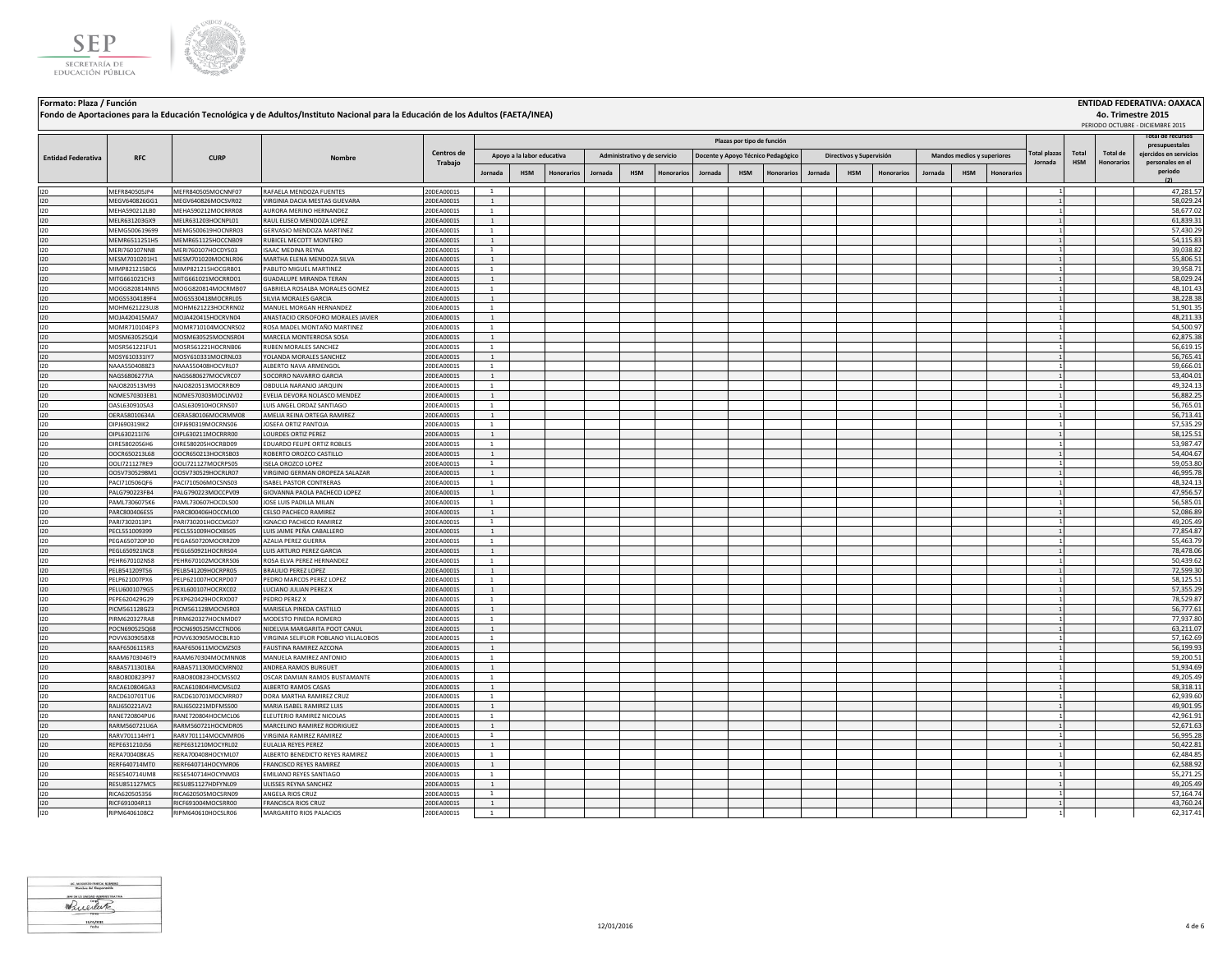**Formato: Plaza / Función** **ENTIDAD FEDERATIVA: OAXACA**

**Fondo de Aportaciones para la Educación Tecnológica y de Adultos/Instituto Nacional para la Educación de los Adultos (FAETA/INEA)** **4o. Trimestre 2015**

PERIODO OCTUBRE - DICIEMBRE 2015

| Entidad Federativa | RFC | CURP | Nombre | Centros de Trabajo | Plazas por tipo de función | | | | | | | | | | | | | | | Total plazas Jornada | Total HSM | Total de Honorarios | Total de recursos presupuestales ejercidos en servicios personales en el periodo (2) |
|---|---|---|---|---|---|---|---|---|---|---|---|---|---|---|---|---|---|---|---|---|---|---|---|
| | | | | | Apoyo a la labor educativa | | | Administrativo y de servicio | | | Docente y Apoyo Técnico Pedagógico | | | Directivos y Supervisión | | | Mandos medios y superiores | | | | | | |
| | | | | | Jornada | HSM | Honorarios | Jornada | HSM | Honorarios | Jornada | HSM | Honorarios | Jornada | HSM | Honorarios | Jornada | HSM | Honorarios | | | | |
| I20 | MEFR840505JP4 | MEFR840505MOCNNF07 | RAFAELA MENDOZA FUENTES | 20DEA0001S | 1 | | | | | | | | | | | | | | | 1 | | | 47,281.57 |
| I20 | MEGV640826GG1 | MEGV640826MOCSVR02 | VIRGINIA DACIA MESTAS GUEVARA | 20DEA0001S | 1 | | | | | | | | | | | | | | | 1 | | | 58,029.24 |
| I20 | MEHA590212LB0 | MEHA590212MOCRRR08 | AURORA MERINO HERNANDEZ | 20DEA0001S | 1 | | | | | | | | | | | | | | | 1 | | | 58,677.02 |
| I20 | MELR631203GX9 | MELR631203HOCNPL01 | RAUL ELISEO MENDOZA LOPEZ | 20DEA0001S | 1 | | | | | | | | | | | | | | | 1 | | | 61,839.31 |
| I20 | MEMG500619699 | MEMG500619HOCNRR03 | GERVASIO MENDOZA MARTINEZ | 20DEA0001S | 1 | | | | | | | | | | | | | | | 1 | | | 57,430.29 |
| I20 | MEMR6511251H5 | MEMR651125HOCCNB09 | RUBICEL MECOTT MONTERO | 20DEA0001S | 1 | | | | | | | | | | | | | | | 1 | | | 54,115.83 |
| I20 | MERI760107NN8 | MERI760107HOCDYS03 | ISAAC MEDINA REYNA | 20DEA0001S | 1 | | | | | | | | | | | | | | | 1 | | | 39,038.82 |
| I20 | MESM7010201H1 | MESM701020MOCNLR06 | MARTHA ELENA MENDOZA SILVA | 20DEA0001S | 1 | | | | | | | | | | | | | | | 1 | | | 55,806.51 |
| I20 | MIMP821215BC6 | MIMP821215HOCGRB01 | PABLITO MIGUEL MARTINEZ | 20DEA0001S | 1 | | | | | | | | | | | | | | | 1 | | | 39,958.71 |
| I20 | MITG661021CH3 | MITG661021MOCRRD01 | GUADALUPE MIRANDA TERAN | 20DEA0001S | 1 | | | | | | | | | | | | | | | 1 | | | 58,029.24 |
| I20 | MOGG820814NN5 | MOGG820814MOCRMB07 | GABRIELA ROSALBA MORALES GOMEZ | 20DEA0001S | 1 | | | | | | | | | | | | | | | 1 | | | 48,101.43 |
| I20 | MOGS5304189F4 | MOGS530418MOCRRL05 | SILVIA MORALES GARCIA | 20DEA0001S | 1 | | | | | | | | | | | | | | | 1 | | | 38,228.38 |
| I20 | MOHM621223UJ8 | MOHM621223HOCRRN02 | MANUEL MORGAN HERNANDEZ | 20DEA0001S | 1 | | | | | | | | | | | | | | | 1 | | | 51,901.35 |
| I20 | MOJA420415MA7 | MOJA420415HOCRVN04 | ANASTACIO CRISOFORO MORALES JAVIER | 20DEA0001S | 1 | | | | | | | | | | | | | | | 1 | | | 48,211.33 |
| I20 | MOMR710104EP3 | MOMR710104MOCNRS02 | ROSA MADEL MONTAÑO MARTINEZ | 20DEA0001S | 1 | | | | | | | | | | | | | | | 1 | | | 54,500.97 |
| I20 | MOSM630525QJ4 | MOSM630525MOCNSR04 | MARCELA MONTERROSA SOSA | 20DEA0001S | 1 | | | | | | | | | | | | | | | 1 | | | 62,875.38 |
| I20 | MOSR561221FU1 | MOSR561221HOCRNB06 | RUBEN MORALES SANCHEZ | 20DEA0001S | 1 | | | | | | | | | | | | | | | 1 | | | 56,619.15 |
| I20 | MOSY610331IY7 | MOSY610331MOCRNL03 | YOLANDA MORALES SANCHEZ | 20DEA0001S | 1 | | | | | | | | | | | | | | | 1 | | | 56,765.41 |
| I20 | NAAA5504088Z3 | NAAA550408HOCVRL07 | ALBERTO NAVA ARMENGOL | 20DEA0001S | 1 | | | | | | | | | | | | | | | 1 | | | 59,666.01 |
| I20 | NAGS6806277IA | NAGS680627MOCVRC07 | SOCORRO NAVARRO GARCIA | 20DEA0001S | 1 | | | | | | | | | | | | | | | 1 | | | 53,404.01 |
| I20 | NAJO820513M93 | NAJO820513MOCRRB09 | OBDULIA NARANJO JARQUIN | 20DEA0001S | 1 | | | | | | | | | | | | | | | 1 | | | 49,324.13 |
| I20 | NOME570303EB1 | NOME570303MOCLNV02 | EVELIA DEVORA NOLASCO MENDEZ | 20DEA0001S | 1 | | | | | | | | | | | | | | | 1 | | | 56,882.25 |
| I20 | OASL630910SA3 | OASL630910HOCRNS07 | LUIS ANGEL ORDAZ SANTIAGO | 20DEA0001S | 1 | | | | | | | | | | | | | | | 1 | | | 56,765.01 |
| I20 | OERA580106 34A | OERA580106MOCRMM08 | AMELIA REINA ORTEGA RAMIREZ | 20DEA0001S | 1 | | | | | | | | | | | | | | | 1 | | | 56,713.41 |
| I20 | OIPJ690319IK2 | OIPJ690319MOCRNS06 | JOSEFA ORTIZ PANTOJA | 20DEA0001S | 1 | | | | | | | | | | | | | | | 1 | | | 57,535.29 |
| I20 | OIPL630211I76 | OIPL630211MOCRRR00 | LOURDES ORTIZ PEREZ | 20DEA0001S | 1 | | | | | | | | | | | | | | | 1 | | | 58,125.51 |
| I20 | OIRE5802056H6 | OIRE580205HOCRBD09 | EDUARDO FELIPE ORTIZ ROBLES | 20DEA0001S | 1 | | | | | | | | | | | | | | | 1 | | | 53,987.47 |
| I20 | OOCR650213L68 | OOCR650213HOCRSB03 | ROBERTO OROZCO CASTILLO | 20DEA0001S | 1 | | | | | | | | | | | | | | | 1 | | | 54,404.67 |
| I20 | OOLI721127RE9 | OOLI721127MOCRPS05 | ISELA OROZCO LOPEZ | 20DEA0001S | 1 | | | | | | | | | | | | | | | 1 | | | 59,053.80 |
| I20 | OOSV7305298M1 | OOSV730529HOCRLR07 | VIRGINIO GERMAN OROPEZA SALAZAR | 20DEA0001S | 1 | | | | | | | | | | | | | | | 1 | | | 46,995.78 |
| I20 | PACI710506QF6 | PACI710506MOCSNS03 | ISABEL PASTOR CONTRERAS | 20DEA0001S | 1 | | | | | | | | | | | | | | | 1 | | | 48,324.13 |
| I20 | PALG790223FB4 | PALG790223MOCCPV09 | GIOVANNA PAOLA PACHECO LOPEZ | 20DEA0001S | 1 | | | | | | | | | | | | | | | 1 | | | 47,956.57 |
| I20 | PAML7306075K6 | PAML730607HOCDLS00 | JOSE LUIS PADILLA MILAN | 20DEA0001S | 1 | | | | | | | | | | | | | | | 1 | | | 56,585.01 |
| I20 | PARC800406ES5 | PARC800406HOCCML00 | CELSO PACHECO RAMIREZ | 20DEA0001S | 1 | | | | | | | | | | | | | | | 1 | | | 52,086.89 |
| I20 | PARI7302013P1 | PARI730201HOCCMG07 | IGNACIO PACHECO RAMIREZ | 20DEA0001S | 1 | | | | | | | | | | | | | | | 1 | | | 49,205.49 |
| I20 | PECL551009399 | PECL551009HOCXBS05 | LUIS JAIME PEÑA CABALLERO | 20DEA0001S | 1 | | | | | | | | | | | | | | | 1 | | | 77,854.87 |
| I20 | PEGA650720P30 | PEGA650720MOCRRZ09 | AZALIA PEREZ GUERRA | 20DEA0001S | 1 | | | | | | | | | | | | | | | 1 | | | 55,463.79 |
| I20 | PEGL650921NC8 | PEGL650921HOCRRS04 | LUIS ARTURO PEREZ GARCIA | 20DEA0001S | 1 | | | | | | | | | | | | | | | 1 | | | 78,478.06 |
| I20 | PEHR670102NS8 | PEHR670102MOCRRS06 | ROSA ELVA PEREZ HERNANDEZ | 20DEA0001S | 1 | | | | | | | | | | | | | | | 1 | | | 50,439.62 |
| I20 | PELB541209TS6 | PELB541209HOCRPR05 | BRAULIO PEREZ LOPEZ | 20DEA0001S | 1 | | | | | | | | | | | | | | | 1 | | | 72,599.30 |
| I20 | PELP621007PX6 | PELP621007HOCRPD07 | PEDRO MARCOS PEREZ LOPEZ | 20DEA0001S | 1 | | | | | | | | | | | | | | | 1 | | | 58,125.51 |
| I20 | PELU6001079G5 | PEXL600107HOCRXC02 | LUCIANO JULIAN PEREZ X | 20DEA0001S | 1 | | | | | | | | | | | | | | | 1 | | | 57,355.29 |
| I20 | PEPE620429G29 | PEXP620429HOCRXD07 | PEDRO PEREZ X | 20DEA0001S | 1 | | | | | | | | | | | | | | | 1 | | | 78,529.87 |
| I20 | PICM561128GZ3 | PICM561128MOCNSR03 | MARISELA PINEDA CASTILLO | 20DEA0001S | 1 | | | | | | | | | | | | | | | 1 | | | 56,777.61 |
| I20 | PIRM620327RA8 | PIRM620327HOCNMD07 | MODESTO PINEDA ROMERO | 20DEA0001S | 1 | | | | | | | | | | | | | | | 1 | | | 77,937.80 |
| I20 | POCN690525Q68 | POCN690525MCCTND06 | NIDELVIA MARGARITA POOT CANUL | 20DEA0001S | 1 | | | | | | | | | | | | | | | 1 | | | 63,211.07 |
| I20 | POVV6309058X8 | POVV630905MOCBLR10 | VIRGINIA SELIFLOR POBLANO VILLALOBOS | 20DEA0001S | 1 | | | | | | | | | | | | | | | 1 | | | 57,162.69 |
| I20 | RAAF6506115R3 | RAAF650611MOCMZS03 | FAUSTINA RAMIREZ AZCONA | 20DEA0001S | 1 | | | | | | | | | | | | | | | 1 | | | 56,199.93 |
| I20 | RAAM6703046T9 | RAAM670304MOCMNN08 | MANUELA RAMIREZ ANTONIO | 20DEA0001S | 1 | | | | | | | | | | | | | | | 1 | | | 59,200.51 |
| I20 | RABA571130 1BA | RABA571130MOCMRN02 | ANDREA RAMOS BURGUET | 20DEA0001S | 1 | | | | | | | | | | | | | | | 1 | | | 51,934.69 |
| I20 | RABO800823P97 | RABO800823HOCMSS02 | OSCAR DAMIAN RAMOS BUSTAMANTE | 20DEA0001S | 1 | | | | | | | | | | | | | | | 1 | | | 49,205.49 |
| I20 | RACA610804GA3 | RACA610804HMCMSL02 | ALBERTO RAMOS CASAS | 20DEA0001S | 1 | | | | | | | | | | | | | | | 1 | | | 58,318.11 |
| I20 | RACD610701TU6 | RACD610701MOCMRR07 | DORA MARTHA RAMIREZ CRUZ | 20DEA0001S | 1 | | | | | | | | | | | | | | | 1 | | | 62,939.60 |
| I20 | RALI650221AV2 | RALI650221MDFMSS00 | MARIA ISABEL RAMIREZ LUIS | 20DEA0001S | 1 | | | | | | | | | | | | | | | 1 | | | 49,901.95 |
| I20 | RANE720804PU6 | RANE720804HOCMCL06 | ELEUTERIO RAMIREZ NICOLAS | 20DEA0001S | 1 | | | | | | | | | | | | | | | 1 | | | 42,961.91 |
| I20 | RARM560721U6A | RARM560721HOCMDR05 | MARCELINO RAMIREZ RODRIGUEZ | 20DEA0001S | 1 | | | | | | | | | | | | | | | 1 | | | 52,671.63 |
| I20 | RARV701114HY1 | RARV701114MOCMMR06 | VIRGINIA RAMIREZ RAMIREZ | 20DEA0001S | 1 | | | | | | | | | | | | | | | 1 | | | 56,995.28 |
| I20 | REPE631210J56 | REPE631210MOCYRL02 | EULALIA REYES PEREZ | 20DEA0001S | 1 | | | | | | | | | | | | | | | 1 | | | 50,422.81 |
| I20 | RERA700408KA5 | RERA700408HOCYML07 | ALBERTO BENEDICTO REYES RAMIREZ | 20DEA0001S | 1 | | | | | | | | | | | | | | | 1 | | | 62,484.85 |
| I20 | RERF640714MT0 | RERF640714HOCYMR06 | FRANCISCO REYES RAMIREZ | 20DEA0001S | 1 | | | | | | | | | | | | | | | 1 | | | 62,588.92 |
| I20 | RESE540714UM8 | RESE540714HOCYNM03 | EMILIANO REYES SANTIAGO | 20DEA0001S | 1 | | | | | | | | | | | | | | | 1 | | | 55,271.25 |
| I20 | RESU851127MC5 | RESU851127HDFYNL09 | ULISSES REYNA SANCHEZ | 20DEA0001S | 1 | | | | | | | | | | | | | | | 1 | | | 49,205.49 |
| I20 | RICA620505356 | RICA620505MOCSRN09 | ANGELA RIOS CRUZ | 20DEA0001S | 1 | | | | | | | | | | | | | | | 1 | | | 57,164.74 |
| I20 | RICF691004R13 | RICF691004MOCSRR00 | FRANCISCA RIOS CRUZ | 20DEA0001S | 1 | | | | | | | | | | | | | | | 1 | | | 43,760.24 |
| I20 | RIPM6406108C2 | RIPM640610HOCSLR06 | MARGARITO RIOS PALACIOS | 20DEA0001S | 1 | | | | | | | | | | | | | | | 1 | | | 62,317.41 |

12/01/2016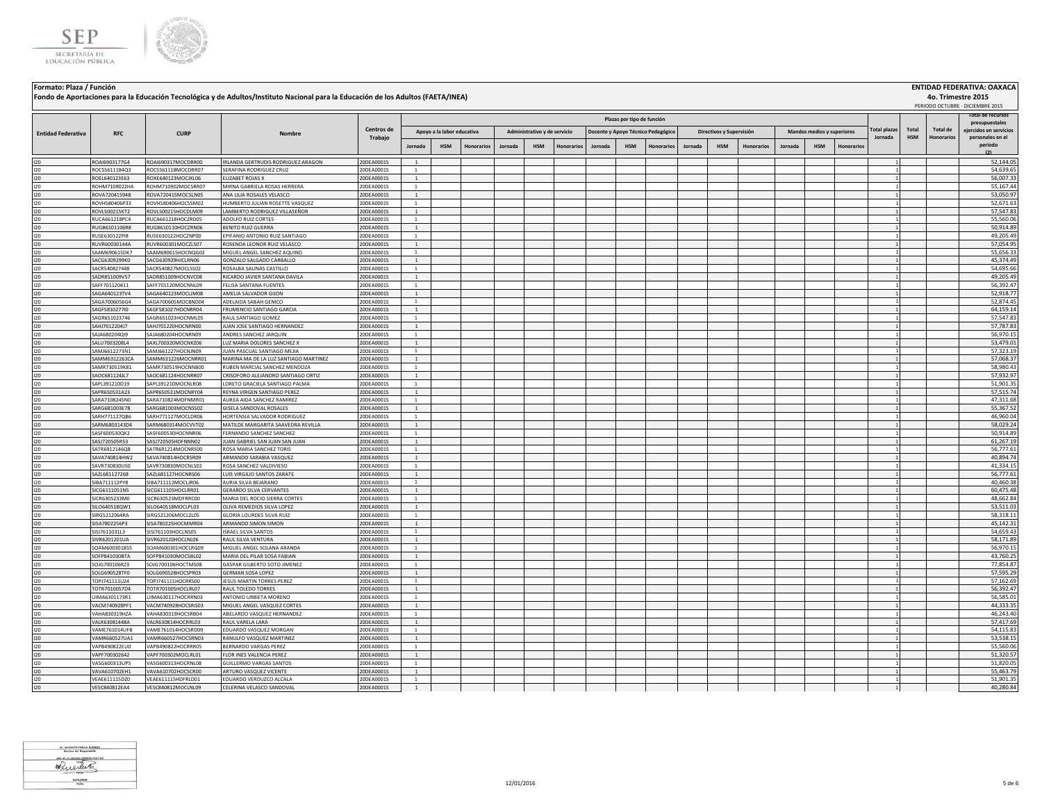SEP
SECRETARÍA DE EDUCACIÓN PÚBLICA

**Formato: Plaza / Función**

**Fondo de Aportaciones para la Educación Tecnológica y de Adultos/Instituto Nacional para la Educación de los Adultos (FAETA/INEA)**

**ENTIDAD FEDERATIVA: OAXACA**

**4o. Trimestre 2015**

PERIODO OCTUBRE - DICIEMBRE 2015

| Entidad Federativa | RFC | CURP | Nombre | Centros de Trabajo | Plazas por tipo de función | | | | | | | | | | | | | | | Total plazas Jornada | Total HSM | Total de Honorarios | Total de recursos presupuestales ejercidos en servicios personales en el periodo (2) |
|---|---|---|---|---|---|---|---|---|---|---|---|---|---|---|---|---|---|---|---|---|---|---|---|
| | | | | | Apoyo a la labor educativa | | | Administrativo y de servicio | | | Docente y Apoyo Técnico Pedagógico | | | Directivos y Supervisión | | | Mandos medios y superiores | | | | | | |
| | | | | | Jornada | HSM | Honorarios | Jornada | HSM | Honorarios | Jornada | HSM | Honorarios | Jornada | HSM | Honorarios | Jornada | HSM | Honorarios | | | | |
| I20 | ROAI6903177G4 | ROAI690317MOCDRR00 | IRLANDA GERTRUDIS RODRIGUEZ ARAGON | 20DEA0001S | 1 | | | | | | | | | | | | | | | 1 | | | 52,144.05 |
| I20 | ROCS5611184Q3 | ROCS561118MOCDRR07 | SERAFINA RODRIGUEZ CRUZ | 20DEA0001S | 1 | | | | | | | | | | | | | | | 1 | | | 54,639.65 |
| I20 | ROEL640123E63 | ROXE640123MOCJXL06 | ELIZABET ROJAS X | 20DEA0001S | 1 | | | | | | | | | | | | | | | 1 | | | 56,007.33 |
| I20 | ROHM7109022HA | ROHM710902MOCSRR07 | MIRNA GABRIELA ROSAS HERRERA | 20DEA0001S | 1 | | | | | | | | | | | | | | | 1 | | | 55,167.44 |
| I20 | ROVA720415948 | ROVA720415MOCSLN05 | ANA LILIA ROSALES VELASCO | 20DEA0001S | 1 | | | | | | | | | | | | | | | 1 | | | 53,050.97 |
| I20 | ROVH580406P33 | ROVH580406HOCSSM02 | HUMBERTO JULIAN ROSETTE VASQUEZ | 20DEA0001S | 1 | | | | | | | | | | | | | | | 1 | | | 52,671.63 |
| I20 | ROVL500215KT2 | ROVL500215HOCDLM09 | LAMBERTO RODRIGUEZ VILLASEÑOR | 20DEA0001S | 1 | | | | | | | | | | | | | | | 1 | | | 57,547.83 |
| I20 | RUCA661218PC4 | RUCA661218HOCZRD05 | ADOLFO RUIZ CORTES | 20DEA0001S | 1 | | | | | | | | | | | | | | | 1 | | | 55,560.06 |
| I20 | RUGB6101106R8 | RUGB610110HOCZRN06 | BENITO RUIZ GUERRA | 20DEA0001S | 1 | | | | | | | | | | | | | | | 1 | | | 50,914.89 |
| I20 | RUSE630122PI8 | RUSE630122HOCZNP00 | EPIFANIO ANTONIO RUIZ SANTIAGO | 20DEA0001S | 1 | | | | | | | | | | | | | | | 1 | | | 49,205.49 |
| I20 | RUVR60030144A | RUVR600301MOCZLS07 | ROSENDA LEONOR RUIZ VELASCO | 20DEA0001S | 1 | | | | | | | | | | | | | | | 1 | | | 57,054.95 |
| I20 | SAAM690615DK7 | SAAM690615HOCNQG02 | MIGUEL ANGEL SANCHEZ AQUINO | 20DEA0001S | 1 | | | | | | | | | | | | | | | 1 | | | 55,656.33 |
| I20 | SACG6309299K0 | SACG630929HJCLRN06 | GONZALO SALGADO CARBALLO | 20DEA0001S | 1 | | | | | | | | | | | | | | | 1 | | | 45,374.49 |
| I20 | SACR540827448 | SACR540827MOCLSS02 | ROSALBA SALINAS CASTILLO | 20DEA0001S | 1 | | | | | | | | | | | | | | | 1 | | | 54,695.66 |
| I20 | SADR851009V57 | SADR851009HOCNVC08 | RICARDO JAVIER SANTANA DAVILA | 20DEA0001S | 1 | | | | | | | | | | | | | | | 1 | | | 49,205.49 |
| I20 | SAFF701120411 | SAFF701120MOCNNL09 | FELISA SANTANA FUENTES | 20DEA0001S | 1 | | | | | | | | | | | | | | | 1 | | | 56,392.47 |
| I20 | SAGA640123TV4 | SAGA640123MOCLJM08 | AMELIA SALVADOR GIJON | 20DEA0001S | 1 | | | | | | | | | | | | | | | 1 | | | 52,918.77 |
| I20 | SAGA7006056G4 | SAGA700605MOCBND04 | ADELAIDA SABAH GENICO | 20DEA0001S | 1 | | | | | | | | | | | | | | | 1 | | | 52,874.45 |
| I20 | SAGF5810277I0 | SAGF581027HOCNRR04 | FRUMENCIO SANTIAGO GARCIA | 20DEA0001S | 1 | | | | | | | | | | | | | | | 1 | | | 64,159.14 |
| I20 | SAGR651023746 | SAGR651023HOCNML05 | RAUL SANTIAGO GOMEZ | 20DEA0001S | 1 | | | | | | | | | | | | | | | 1 | | | 57,547.83 |
| I20 | SAHJ7012204J7 | SAHJ701220HOCNRN00 | JUAN JOSE SANTIAGO HERNANDEZ | 20DEA0001S | 1 | | | | | | | | | | | | | | | 1 | | | 57,787.83 |
| I20 | SAJA680204QJ9 | SAJA680204HOCNRN09 | ANDRES SANCHEZ JARQUIN | 20DEA0001S | 1 | | | | | | | | | | | | | | | 1 | | | 56,970.15 |
| I20 | SALU7003208L4 | SAXL700320MOCNXZ06 | LUZ MARIA DOLORES SANCHEZ X | 20DEA0001S | 1 | | | | | | | | | | | | | | | 1 | | | 53,479.01 |
| I20 | SAMJ6612273N1 | SAMJ661227HOCNJN09 | JUAN PASCUAL SANTIAGO MEJIA | 20DEA0001S | 1 | | | | | | | | | | | | | | | 1 | | | 57,323.19 |
| I20 | SAMM6312263CA | SAMM631226MOCNRR01 | MARINA MA DE LA LUZ SANTIAGO MARTINEZ | 20DEA0001S | 1 | | | | | | | | | | | | | | | 1 | | | 57,068.37 |
| I20 | SAMR730519K81 | SAMR730519HOCNNB00 | RUBEN MARCIAL SANCHEZ MENDOZA | 20DEA0001S | 1 | | | | | | | | | | | | | | | 1 | | | 58,980.43 |
| I20 | SAOC681124JL7 | SAOC681124HOCNRR07 | CRISOFORO ALEJANDRO SANTIAGO ORTIZ | 20DEA0001S | 1 | | | | | | | | | | | | | | | 1 | | | 57,932.97 |
| I20 | SAPL391210D19 | SAPL391210MOCNLR08 | LORETO GRACIELA SANTIAGO PALMA | 20DEA0001S | 1 | | | | | | | | | | | | | | | 1 | | | 51,901.35 |
| I20 | SAPR650531A23 | SAPR650531MOCNRY04 | REYNA VIRGEN SANTIAGO PEREZ | 20DEA0001S | 1 | | | | | | | | | | | | | | | 1 | | | 57,515.74 |
| I20 | SARA7108245N0 | SARA710824MDFNMR01 | AUREA AIDA SANCHEZ RAMIREZ | 20DEA0001S | 1 | | | | | | | | | | | | | | | 1 | | | 47,311.68 |
| I20 | SARG681003E78 | SARG681003MOCNSS02 | GISELA SANDOVAL ROSALES | 20DEA0001S | 1 | | | | | | | | | | | | | | | 1 | | | 55,367.52 |
| I20 | SARH771127QB6 | SARH771127MOCLDR06 | HORTENSIA SALVADOR RODRIGUEZ | 20DEA0001S | 1 | | | | | | | | | | | | | | | 1 | | | 46,960.04 |
| I20 | SARM6803143D4 | SARM680314MOCVVT02 | MATILDE MARGARITA SAAVEDRA REVILLA | 20DEA0001S | 1 | | | | | | | | | | | | | | | 1 | | | 58,029.24 |
| I20 | SASF600530QK2 | SASF600530HOCNNR06 | FERNANDO SANCHEZ SANCHEZ | 20DEA0001S | 1 | | | | | | | | | | | | | | | 1 | | | 50,914.89 |
| I20 | SASJ720505R53 | SASJ720505HDFNNN02 | JUAN GABRIEL SAN JUAN SAN JUAN | 20DEA0001S | 1 | | | | | | | | | | | | | | | 1 | | | 61,267.19 |
| I20 | SATR6912146Q8 | SATR691214MOCNRS00 | ROSA MARIA SANCHEZ TORIS | 20DEA0001S | 1 | | | | | | | | | | | | | | | 1 | | | 56,777.61 |
| I20 | SAVA740814HW2 | SAVA740814HOCRSR09 | ARMANDO SARABIA VASQUEZ | 20DEA0001S | 1 | | | | | | | | | | | | | | | 1 | | | 40,894.74 |
| I20 | SAVR730830US0 | SAVR730830MOCNLS02 | ROSA SANCHEZ VALDIVIESO | 20DEA0001S | 1 | | | | | | | | | | | | | | | 1 | | | 41,334.15 |
| I20 | SAZL681127268 | SAZL681127HOCNRS06 | LUIS VIRGILIO SANTOS ZARATE | 20DEA0001S | 1 | | | | | | | | | | | | | | | 1 | | | 56,777.61 |
| I20 | SIBA711112PY8 | SIBA711112MOCLJR06 | AURIA SILVA BEJARANO | 20DEA0001S | 1 | | | | | | | | | | | | | | | 1 | | | 40,460.38 |
| I20 | SICG6111051N5 | SICG611105HOCLRR01 | GERARDO SILVA CERVANTES | 20DEA0001S | 1 | | | | | | | | | | | | | | | 1 | | | 60,475.48 |
| I20 | SICR6305233M0 | SICR630523MDFRRC00 | MARIA DEL ROCIO SIERRA CORTES | 20DEA0001S | 1 | | | | | | | | | | | | | | | 1 | | | 48,662.84 |
| I20 | SILO640518QW1 | SILO640518MOCLPL03 | OLIVA REMEDIOS SILVA LOPEZ | 20DEA0001S | 1 | | | | | | | | | | | | | | | 1 | | | 53,511.03 |
| I20 | SIRG5212064RA | SIRG521206MOCLZL05 | GLORIA LOURDES SILVA RUIZ | 20DEA0001S | 1 | | | | | | | | | | | | | | | 1 | | | 58,318.11 |
| I20 | SISA7802256P3 | SISA780225HOCMMR04 | ARMANDO SIMON SIMON | 20DEA0001S | 1 | | | | | | | | | | | | | | | 1 | | | 45,142.31 |
| I20 | SISI7611031L3 | SISI761103HOCLNS05 | ISRAEL SILVA SANTOS | 20DEA0001S | 1 | | | | | | | | | | | | | | | 1 | | | 54,659.43 |
| I20 | SIVR6201201UA | SIVR620120HOCLNL06 | RAUL SILVA VENTURA | 20DEA0001S | 1 | | | | | | | | | | | | | | | 1 | | | 58,171.89 |
| I20 | SOAM600301855 | SOAM600301HOCLRG09 | MIGUEL ANGEL SOLANA ARANDA | 20DEA0001S | 1 | | | | | | | | | | | | | | | 1 | | | 56,970.15 |
| I20 | SOFP841030BTA | SOFP841030MOCSBL02 | MARIA DEL PILAR SOSA FABIAN | 20DEA0001S | 1 | | | | | | | | | | | | | | | 1 | | | 43,760.25 |
| I20 | SOJG700106RZ3 | SOJG700106HOCTMS08 | GASPAR GILBERTO SOTO JIMENEZ | 20DEA0001S | 1 | | | | | | | | | | | | | | | 1 | | | 77,854.87 |
| I20 | SOLG690528TF0 | SOLG690528HOCSPR03 | GERMAN SOSA LOPEZ | 20DEA0001S | 1 | | | | | | | | | | | | | | | 1 | | | 57,595.29 |
| I20 | TOPJ741111UZ4 | TOPJ741111HOCRRS00 | JESUS MARTIN TORRES PEREZ | 20DEA0001S | 1 | | | | | | | | | | | | | | | 1 | | | 57,162.69 |
| I20 | TOTR7010057D4 | TOTR701005HOCLRL07 | RAUL TOLEDO TORRES | 20DEA0001S | 1 | | | | | | | | | | | | | | | 1 | | | 56,392.47 |
| I20 | UIMA6301173R1 | UIMA630117HOCRRN03 | ANTONIO URBIETA MORENO | 20DEA0001S | 1 | | | | | | | | | | | | | | | 1 | | | 56,585.01 |
| I20 | VACM740928PF1 | VACM740928HOCSRG03 | MIGUEL ANGEL VASQUEZ CORTES | 20DEA0001S | 1 | | | | | | | | | | | | | | | 1 | | | 44,333.35 |
| I20 | VAHA830319HZA | VAHA830319HOCSRB04 | ABELARDO VASQUEZ HERNANDEZ | 20DEA0001S | 1 | | | | | | | | | | | | | | | 1 | | | 46,243.40 |
| I20 | VALR63081448A | VALR630814HOCRRL03 | RAUL VARELA LARA | 20DEA0001S | 1 | | | | | | | | | | | | | | | 1 | | | 57,417.69 |
| I20 | VAME761014UF8 | VAME761014HOCSRD09 | EDUARDO VASQUEZ MORGAN | 20DEA0001S | 1 | | | | | | | | | | | | | | | 1 | | | 54,115.83 |
| I20 | VAMR660527UA1 | VAMR660527HOCSRN03 | RANULFO VASQUEZ MARTINEZ | 20DEA0001S | 1 | | | | | | | | | | | | | | | 1 | | | 53,538.15 |
| I20 | VAPB490822EU0 | VAPB490822HOCRRR05 | BERNARDO VARGAS PEREZ | 20DEA0001S | 1 | | | | | | | | | | | | | | | 1 | | | 55,560.06 |
| I20 | VAPF700302642 | VAPF700302MOCLRL01 | FLOR INES VALENCIA PEREZ | 20DEA0001S | 1 | | | | | | | | | | | | | | | 1 | | | 51,320.57 |
| I20 | VASG600313UP5 | VASG600313HOCRNL08 | GUILLERMO VARGAS SANTOS | 20DEA0001S | 1 | | | | | | | | | | | | | | | 1 | | | 51,820.05 |
| I20 | VAVA610702EH1 | VAVA610702HOCSCR00 | ARTURO VASQUEZ VICENTE | 20DEA0001S | 1 | | | | | | | | | | | | | | | 1 | | | 55,463.79 |
| I20 | VEAE611115DZ0 | VEAE611115HDFRLD01 | EDUARDO VERDUZCO ALCALA | 20DEA0001S | 1 | | | | | | | | | | | | | | | 1 | | | 51,901.35 |
| I20 | VESC840812EA4 | VESC840812MOCLNL09 | CELERINA VELASCO SANDOVAL | 20DEA0001S | 1 | | | | | | | | | | | | | | | 1 | | | 40,280.84 |

12/01/2016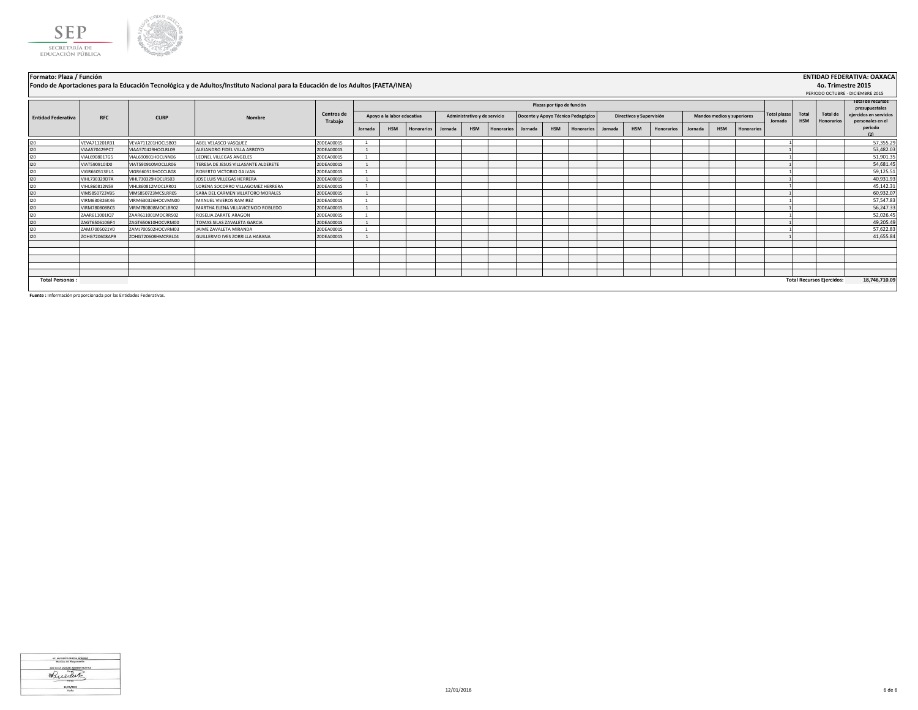**Formato: Plaza / Función** **ENTIDAD FEDERATIVA: OAXACA**

**Fondo de Aportaciones para la Educación Tecnológica y de Adultos/Instituto Nacional para la Educación de los Adultos (FAETA/INEA)** **4o. Trimestre 2015**

PERIODO OCTUBRE - DICIEMBRE 2015

| Entidad Federativa | RFC | CURP | Nombre | Centros de Trabajo | Plazas por tipo de función | | | | | | | | | | | | | | | Total plazas Jornada | Total HSM | Total de Honorarios | Total de recursos presupuestales ejercidos en servicios personales en el periodo (2) |
|---|---|---|---|---|---|---|---|---|---|---|---|---|---|---|---|---|---|---|---|---|---|---|---|
| | | | | | Apoyo a la labor educativa | | | Administrativo y de servicio | | | Docente y Apoyo Técnico Pedagógico | | | Directivos y Supervisión | | | Mandos medios y superiores | | | | | | |
| | | | | | Jornada | HSM | Honorarios | Jornada | HSM | Honorarios | Jornada | HSM | Honorarios | Jornada | HSM | Honorarios | Jornada | HSM | Honorarios | | | | |
| I20 | VEVA711201R31 | VEVA711201HOCLSB03 | ABEL VELASCO VASQUEZ | 20DEA0001S | 1 | | | | | | | | | | | | | | | 1 | | | 57,355.29 |
| I20 | VIAA570429PC7 | VIAA570429HOCLRL09 | ALEJANDRO FIDEL VILLA ARROYO | 20DEA0001S | 1 | | | | | | | | | | | | | | | 1 | | | 53,482.03 |
| I20 | VIAL6908017G5 | VIAL690801HOCLNN06 | LEONEL VILLEGAS ANGELES | 20DEA0001S | 1 | | | | | | | | | | | | | | | 1 | | | 51,901.35 |
| I20 | VIAT590910ID0 | VIAT590910MOCLLR06 | TERESA DE JESUS VILLASANTE ALDERETE | 20DEA0001S | 1 | | | | | | | | | | | | | | | 1 | | | 54,681.45 |
| I20 | VIGR660513EU1 | VIGR660513HOCCLB08 | ROBERTO VICTORIO GALVAN | 20DEA0001S | 1 | | | | | | | | | | | | | | | 1 | | | 59,125.51 |
| I20 | VIHL730329D7A | VIHL730329HOCLRS03 | JOSE LUIS VILLEGAS HERRERA | 20DEA0001S | 1 | | | | | | | | | | | | | | | 1 | | | 40,931.93 |
| I20 | VIHL860812N59 | VIHL860812MOCLRR01 | LORENA SOCORRO VILLAGOMEZ HERRERA | 20DEA0001S | 1 | | | | | | | | | | | | | | | 1 | | | 45,142.31 |
| I20 | VIMS850723VB5 | VIMS850723MCSLRR05 | SARA DEL CARMEN VILLATORO MORALES | 20DEA0001S | 1 | | | | | | | | | | | | | | | 1 | | | 60,932.07 |
| I20 | VIRM630326K46 | VIRM630326HOCVMN00 | MANUEL VIVEROS RAMIREZ | 20DEA0001S | 1 | | | | | | | | | | | | | | | 1 | | | 57,547.83 |
| I20 | VIRM780808BC6 | VIRM780808MOCLBR02 | MARTHA ELENA VILLAVICENCIO ROBLEDO | 20DEA0001S | 1 | | | | | | | | | | | | | | | 1 | | | 56,247.33 |
| I20 | ZAAR611001IQ7 | ZAAR611001MOCRRS02 | ROSELIA ZARATE ARAGON | 20DEA0001S | 1 | | | | | | | | | | | | | | | 1 | | | 52,026.45 |
| I20 | ZAGT650610GF4 | ZAGT650610HOCVRM00 | TOMAS SILAS ZAVALETA GARCIA | 20DEA0001S | 1 | | | | | | | | | | | | | | | 1 | | | 49,205.49 |
| I20 | ZAMJ7005021V0 | ZAMJ700502HOCVRM03 | JAIME ZAVALETA MIRANDA | 20DEA0001S | 1 | | | | | | | | | | | | | | | 1 | | | 57,622.83 |
| I20 | ZOHG720608AP9 | ZOHG720608HMCRBL04 | GUILLERMO IVES ZORRILLA HABANA | 20DEA0001S | 1 | | | | | | | | | | | | | | | 1 | | | 41,655.84 |
| **Total Personas :** | | | | | | | | | | | | | | | | | | | | **Total Recursos Ejercidos:** | | | **18,746,710.09** |

**Fuente :** Información proporcionada por las Entidades Federativas.

12/01/2016